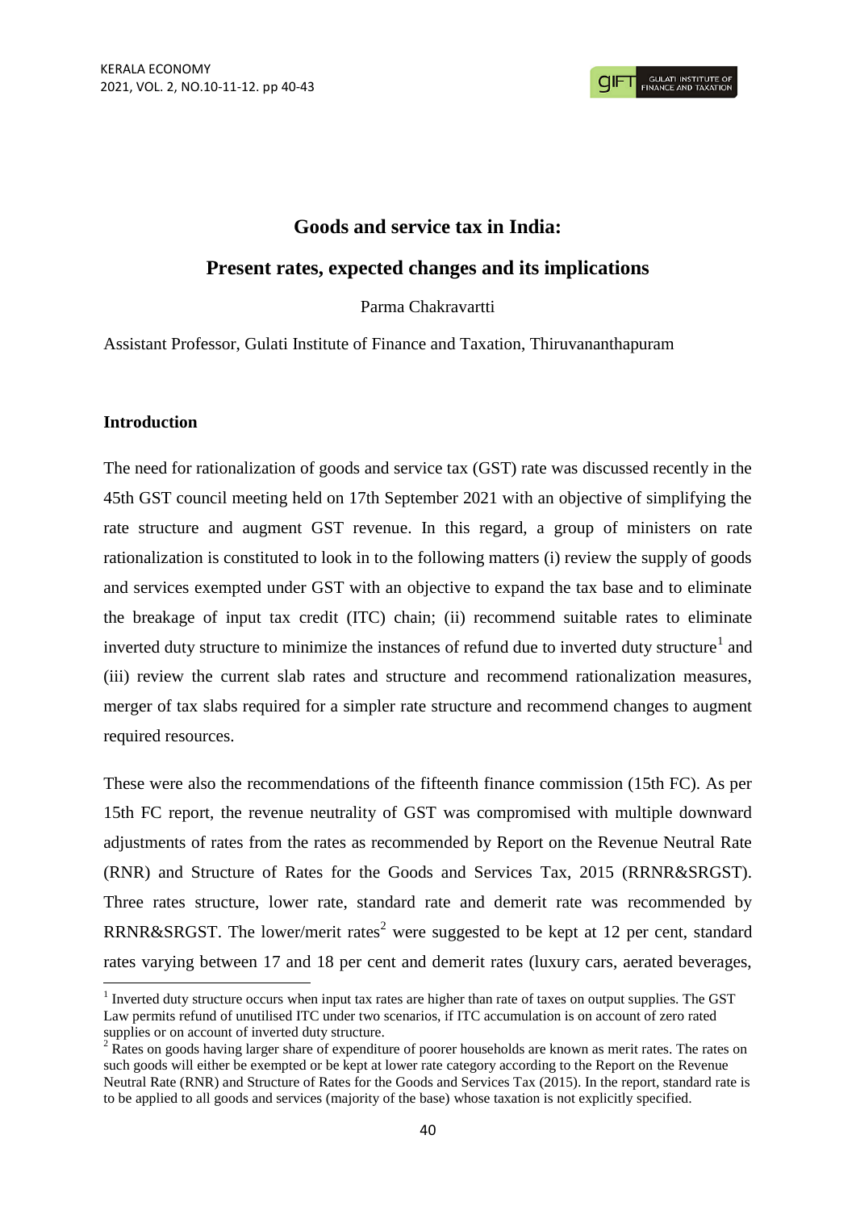# Goods and service tax in India:

## Present rates, expected changes and its implications

Parma Chakravartti

Assistant Professor, Gulati Institute of Finance and Taxation, Thiruvananthapuram

### Introduction

The need for rationalization of goods and service tax (GST) rate was discussed recently in the 45th GST council meeting held on 17th September 2021 with an objective of simplifying the rate structure and augment GST revenue. In this regard, a group of ministers on rate rationalization is constituted to look in to the following matters (i) review the supply of goods and services exempted under GST with an objective to expand the tax base and to eliminate the breakage of input tax credit (ITC) chain; (ii) recommend suitable rates to eliminate inverted duty structure to minimize the instances of refund due to inverted duty structure[1] and (iii) review the current slab rates and structure and recommend rationalization measures, merger of tax slabs required for a simpler rate structure and recommend changes to augment required resources.

These were also the recommendations of the fifteenth finance commission (15th FC). As per 15th FC report, the revenue neutrality of GST was compromised with multiple downward adjustments of rates from the rates as recommended by Report on the Revenue Neutral Rate (RNR) and Structure of Rates for the Goods and Services Tax, 2015 (RRNR&SRGST). Three rates structure, lower rate, standard rate and demerit rate was recommended by RRNR&SRGST. The lower/merit rates[2] were suggested to be kept at 12 per cent, standard rates varying between 17 and 18 per cent and demerit rates (luxury cars, aerated beverages,

[1] Inverted duty structure occurs when input tax rates are higher than rate of taxes on output supplies. The GST Law permits refund of unutilised ITC under two scenarios, if ITC accumulation is on account of zero rated supplies or on account of inverted duty structure.

[2] Rates on goods having larger share of expenditure of poorer households are known as merit rates. The rates on such goods will either be exempted or be kept at lower rate category according to the Report on the Revenue Neutral Rate (RNR) and Structure of Rates for the Goods and Services Tax (2015). In the report, standard rate is to be applied to all goods and services (majority of the base) whose taxation is not explicitly specified.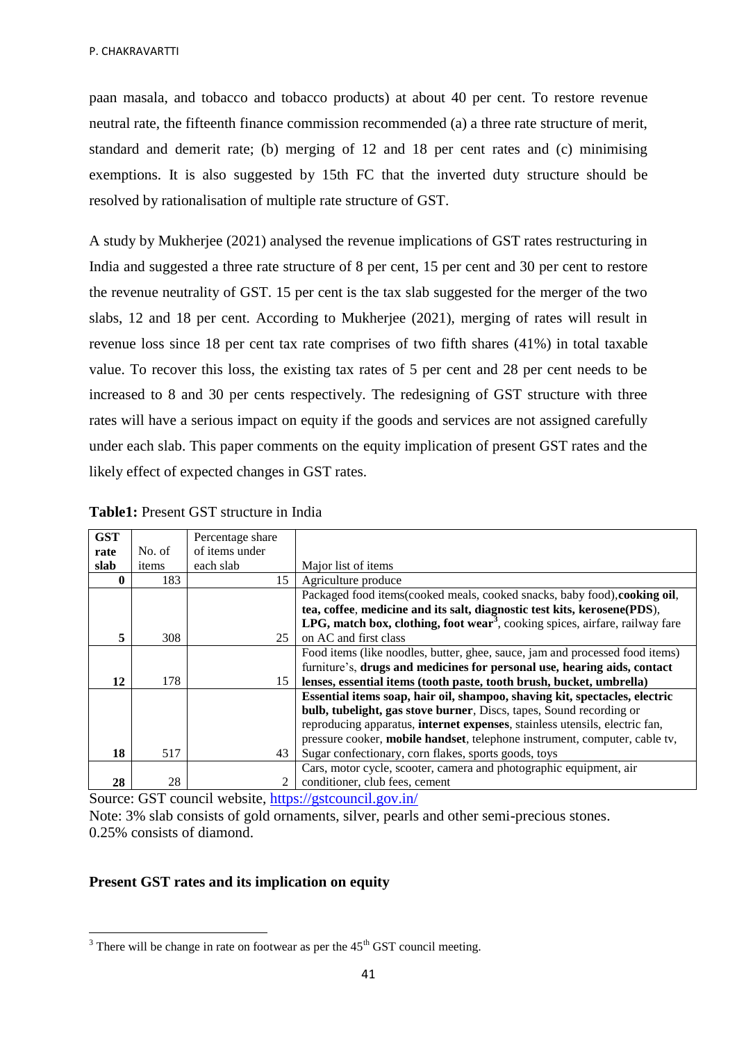paan masala, and tobacco and tobacco products) at about 40 per cent. To restore revenue neutral rate, the fifteenth finance commission recommended (a) a three rate structure of merit, standard and demerit rate; (b) merging of 12 and 18 per cent rates and (c) minimising exemptions. It is also suggested by 15th FC that the inverted duty structure should be resolved by rationalisation of multiple rate structure of GST.

A study by Mukherjee (2021) analysed the revenue implications of GST rates restructuring in India and suggested a three rate structure of 8 per cent, 15 per cent and 30 per cent to restore the revenue neutrality of GST. 15 per cent is the tax slab suggested for the merger of the two slabs, 12 and 18 per cent. According to Mukherjee (2021), merging of rates will result in revenue loss since 18 per cent tax rate comprises of two fifth shares (41%) in total taxable value. To recover this loss, the existing tax rates of 5 per cent and 28 per cent needs to be increased to 8 and 30 per cents respectively. The redesigning of GST structure with three rates will have a serious impact on equity if the goods and services are not assigned carefully under each slab. This paper comments on the equity implication of present GST rates and the likely effect of expected changes in GST rates.

**Table1:** Present GST structure in India

| **GST rate slab** | No. of items | Percentage share of items under each slab | Major list of items |
|---|---|---|---|
| **0** | 183 | 15 | Agriculture produce |
| **5** | 308 | 25 | Packaged food items(cooked meals, cooked snacks, baby food),**cooking oil, tea, coffee**, **medicine and its salt, diagnostic test kits, kerosene(PDS)**, **LPG, match box, clothing, foot wear**[3], cooking spices, airfare, railway fare on AC and first class |
| **12** | 178 | 15 | Food items (like noodles, butter, ghee, sauce, jam and processed food items) furniture's, **drugs and medicines for personal use, hearing aids, contact lenses, essential items (tooth paste, tooth brush, bucket, umbrella)** |
| **18** | 517 | 43 | **Essential items soap, hair oil, shampoo, shaving kit, spectacles, electric bulb, tubelight, gas stove burner**, Discs, tapes, Sound recording or reproducing apparatus, **internet expenses**, stainless utensils, electric fan, pressure cooker, **mobile handset**, telephone instrument, computer, cable tv, Sugar confectionary, corn flakes, sports goods, toys |
| **28** | 28 | 2 | Cars, motor cycle, scooter, camera and photographic equipment, air conditioner, club fees, cement |

Source: GST council website, https://gstcouncil.gov.in/

Note: 3% slab consists of gold ornaments, silver, pearls and other semi-precious stones. 0.25% consists of diamond.

### Present GST rates and its implication on equity

[3] There will be change in rate on footwear as per the 45th GST council meeting.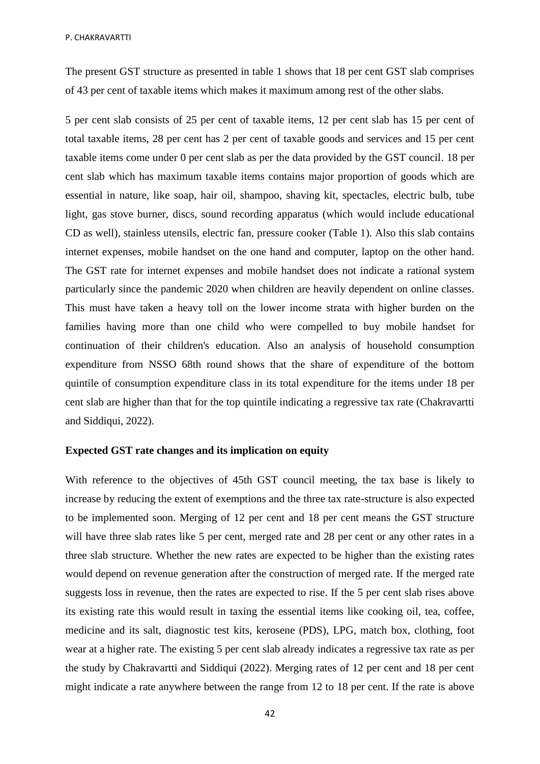The present GST structure as presented in table 1 shows that 18 per cent GST slab comprises of 43 per cent of taxable items which makes it maximum among rest of the other slabs.

5 per cent slab consists of 25 per cent of taxable items, 12 per cent slab has 15 per cent of total taxable items, 28 per cent has 2 per cent of taxable goods and services and 15 per cent taxable items come under 0 per cent slab as per the data provided by the GST council. 18 per cent slab which has maximum taxable items contains major proportion of goods which are essential in nature, like soap, hair oil, shampoo, shaving kit, spectacles, electric bulb, tube light, gas stove burner, discs, sound recording apparatus (which would include educational CD as well), stainless utensils, electric fan, pressure cooker (Table 1). Also this slab contains internet expenses, mobile handset on the one hand and computer, laptop on the other hand. The GST rate for internet expenses and mobile handset does not indicate a rational system particularly since the pandemic 2020 when children are heavily dependent on online classes. This must have taken a heavy toll on the lower income strata with higher burden on the families having more than one child who were compelled to buy mobile handset for continuation of their children's education. Also an analysis of household consumption expenditure from NSSO 68th round shows that the share of expenditure of the bottom quintile of consumption expenditure class in its total expenditure for the items under 18 per cent slab are higher than that for the top quintile indicating a regressive tax rate (Chakravartti and Siddiqui, 2022).

**Expected GST rate changes and its implication on equity**

With reference to the objectives of 45th GST council meeting, the tax base is likely to increase by reducing the extent of exemptions and the three tax rate-structure is also expected to be implemented soon. Merging of 12 per cent and 18 per cent means the GST structure will have three slab rates like 5 per cent, merged rate and 28 per cent or any other rates in a three slab structure. Whether the new rates are expected to be higher than the existing rates would depend on revenue generation after the construction of merged rate. If the merged rate suggests loss in revenue, then the rates are expected to rise. If the 5 per cent slab rises above its existing rate this would result in taxing the essential items like cooking oil, tea, coffee, medicine and its salt, diagnostic test kits, kerosene (PDS), LPG, match box, clothing, foot wear at a higher rate. The existing 5 per cent slab already indicates a regressive tax rate as per the study by Chakravartti and Siddiqui (2022). Merging rates of 12 per cent and 18 per cent might indicate a rate anywhere between the range from 12 to 18 per cent. If the rate is above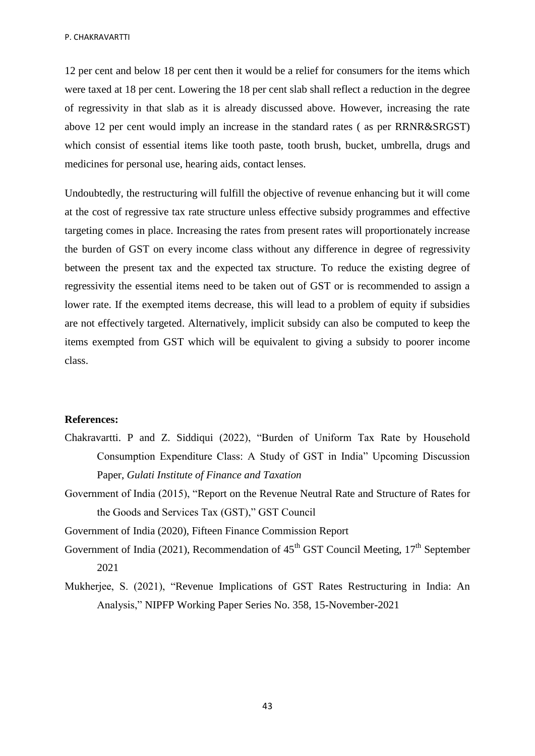12 per cent and below 18 per cent then it would be a relief for consumers for the items which were taxed at 18 per cent. Lowering the 18 per cent slab shall reflect a reduction in the degree of regressivity in that slab as it is already discussed above. However, increasing the rate above 12 per cent would imply an increase in the standard rates ( as per RRNR&SRGST) which consist of essential items like tooth paste, tooth brush, bucket, umbrella, drugs and medicines for personal use, hearing aids, contact lenses.

Undoubtedly, the restructuring will fulfill the objective of revenue enhancing but it will come at the cost of regressive tax rate structure unless effective subsidy programmes and effective targeting comes in place. Increasing the rates from present rates will proportionately increase the burden of GST on every income class without any difference in degree of regressivity between the present tax and the expected tax structure. To reduce the existing degree of regressivity the essential items need to be taken out of GST or is recommended to assign a lower rate. If the exempted items decrease, this will lead to a problem of equity if subsidies are not effectively targeted. Alternatively, implicit subsidy can also be computed to keep the items exempted from GST which will be equivalent to giving a subsidy to poorer income class.

**References:**

Chakravartti. P and Z. Siddiqui (2022), "Burden of Uniform Tax Rate by Household Consumption Expenditure Class: A Study of GST in India" Upcoming Discussion Paper, *Gulati Institute of Finance and Taxation*

Government of India (2015), "Report on the Revenue Neutral Rate and Structure of Rates for the Goods and Services Tax (GST)," GST Council

Government of India (2020), Fifteen Finance Commission Report

Government of India (2021), Recommendation of 45th GST Council Meeting, 17th September 2021

Mukherjee, S. (2021), "Revenue Implications of GST Rates Restructuring in India: An Analysis," NIPFP Working Paper Series No. 358, 15-November-2021